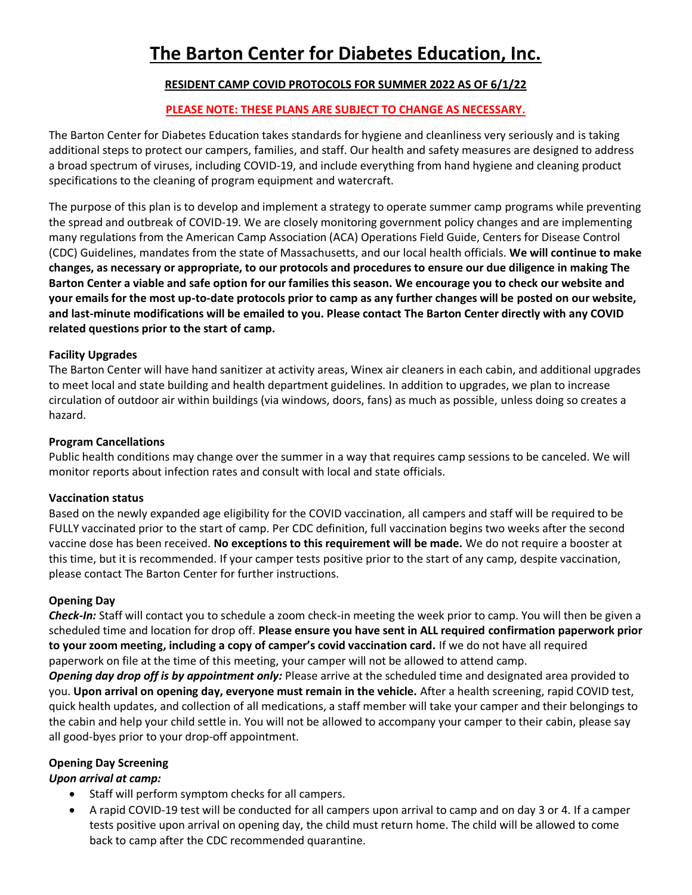# The Barton Center for Diabetes Education, Inc.

**RESIDENT CAMP COVID PROTOCOLS FOR SUMMER 2022 AS OF 6/1/22**

**PLEASE NOTE: THESE PLANS ARE SUBJECT TO CHANGE AS NECESSARY.**

The Barton Center for Diabetes Education takes standards for hygiene and cleanliness very seriously and is taking additional steps to protect our campers, families, and staff. Our health and safety measures are designed to address a broad spectrum of viruses, including COVID-19, and include everything from hand hygiene and cleaning product specifications to the cleaning of program equipment and watercraft.

The purpose of this plan is to develop and implement a strategy to operate summer camp programs while preventing the spread and outbreak of COVID-19. We are closely monitoring government policy changes and are implementing many regulations from the American Camp Association (ACA) Operations Field Guide, Centers for Disease Control (CDC) Guidelines, mandates from the state of Massachusetts, and our local health officials. **We will continue to make changes, as necessary or appropriate, to our protocols and procedures to ensure our due diligence in making The Barton Center a viable and safe option for our families this season. We encourage you to check our website and your emails for the most up-to-date protocols prior to camp as any further changes will be posted on our website, and last-minute modifications will be emailed to you. Please contact The Barton Center directly with any COVID related questions prior to the start of camp.**

**Facility Upgrades**
The Barton Center will have hand sanitizer at activity areas, Winex air cleaners in each cabin, and additional upgrades to meet local and state building and health department guidelines. In addition to upgrades, we plan to increase circulation of outdoor air within buildings (via windows, doors, fans) as much as possible, unless doing so creates a hazard.

**Program Cancellations**
Public health conditions may change over the summer in a way that requires camp sessions to be canceled. We will monitor reports about infection rates and consult with local and state officials.

**Vaccination status**
Based on the newly expanded age eligibility for the COVID vaccination, all campers and staff will be required to be FULLY vaccinated prior to the start of camp. Per CDC definition, full vaccination begins two weeks after the second vaccine dose has been received. **No exceptions to this requirement will be made.** We do not require a booster at this time, but it is recommended. If your camper tests positive prior to the start of any camp, despite vaccination, please contact The Barton Center for further instructions.

**Opening Day**
***Check-In:*** Staff will contact you to schedule a zoom check-in meeting the week prior to camp. You will then be given a scheduled time and location for drop off. **Please ensure you have sent in ALL required confirmation paperwork prior to your zoom meeting, including a copy of camper's covid vaccination card.** If we do not have all required paperwork on file at the time of this meeting, your camper will not be allowed to attend camp.
***Opening day drop off is by appointment only:*** Please arrive at the scheduled time and designated area provided to you. **Upon arrival on opening day, everyone must remain in the vehicle.** After a health screening, rapid COVID test, quick health updates, and collection of all medications, a staff member will take your camper and their belongings to the cabin and help your child settle in. You will not be allowed to accompany your camper to their cabin, please say all good-byes prior to your drop-off appointment.

**Opening Day Screening**
***Upon arrival at camp:***

- Staff will perform symptom checks for all campers.
- A rapid COVID-19 test will be conducted for all campers upon arrival to camp and on day 3 or 4. If a camper tests positive upon arrival on opening day, the child must return home. The child will be allowed to come back to camp after the CDC recommended quarantine.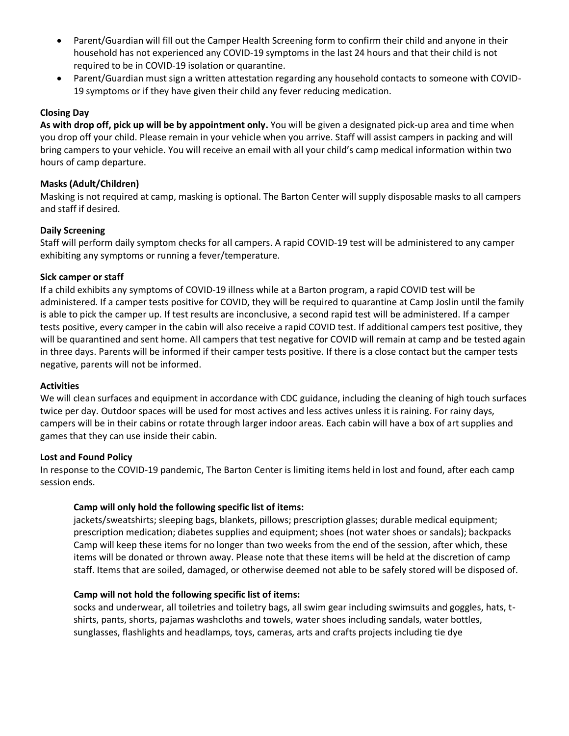- Parent/Guardian will fill out the Camper Health Screening form to confirm their child and anyone in their household has not experienced any COVID-19 symptoms in the last 24 hours and that their child is not required to be in COVID-19 isolation or quarantine.
- Parent/Guardian must sign a written attestation regarding any household contacts to someone with COVID-19 symptoms or if they have given their child any fever reducing medication.

**Closing Day**

**As with drop off, pick up will be by appointment only.** You will be given a designated pick-up area and time when you drop off your child. Please remain in your vehicle when you arrive. Staff will assist campers in packing and will bring campers to your vehicle. You will receive an email with all your child's camp medical information within two hours of camp departure.

**Masks (Adult/Children)**

Masking is not required at camp, masking is optional. The Barton Center will supply disposable masks to all campers and staff if desired.

**Daily Screening**

Staff will perform daily symptom checks for all campers. A rapid COVID-19 test will be administered to any camper exhibiting any symptoms or running a fever/temperature.

**Sick camper or staff**

If a child exhibits any symptoms of COVID-19 illness while at a Barton program, a rapid COVID test will be administered. If a camper tests positive for COVID, they will be required to quarantine at Camp Joslin until the family is able to pick the camper up. If test results are inconclusive, a second rapid test will be administered. If a camper tests positive, every camper in the cabin will also receive a rapid COVID test. If additional campers test positive, they will be quarantined and sent home. All campers that test negative for COVID will remain at camp and be tested again in three days. Parents will be informed if their camper tests positive. If there is a close contact but the camper tests negative, parents will not be informed.

**Activities**

We will clean surfaces and equipment in accordance with CDC guidance, including the cleaning of high touch surfaces twice per day. Outdoor spaces will be used for most actives and less actives unless it is raining. For rainy days, campers will be in their cabins or rotate through larger indoor areas. Each cabin will have a box of art supplies and games that they can use inside their cabin.

**Lost and Found Policy**

In response to the COVID-19 pandemic, The Barton Center is limiting items held in lost and found, after each camp session ends.

**Camp will only hold the following specific list of items:**

jackets/sweatshirts; sleeping bags, blankets, pillows; prescription glasses; durable medical equipment; prescription medication; diabetes supplies and equipment; shoes (not water shoes or sandals); backpacks Camp will keep these items for no longer than two weeks from the end of the session, after which, these items will be donated or thrown away. Please note that these items will be held at the discretion of camp staff. Items that are soiled, damaged, or otherwise deemed not able to be safely stored will be disposed of.

**Camp will not hold the following specific list of items:**

socks and underwear, all toiletries and toiletry bags, all swim gear including swimsuits and goggles, hats, t-shirts, pants, shorts, pajamas washcloths and towels, water shoes including sandals, water bottles, sunglasses, flashlights and headlamps, toys, cameras, arts and crafts projects including tie dye